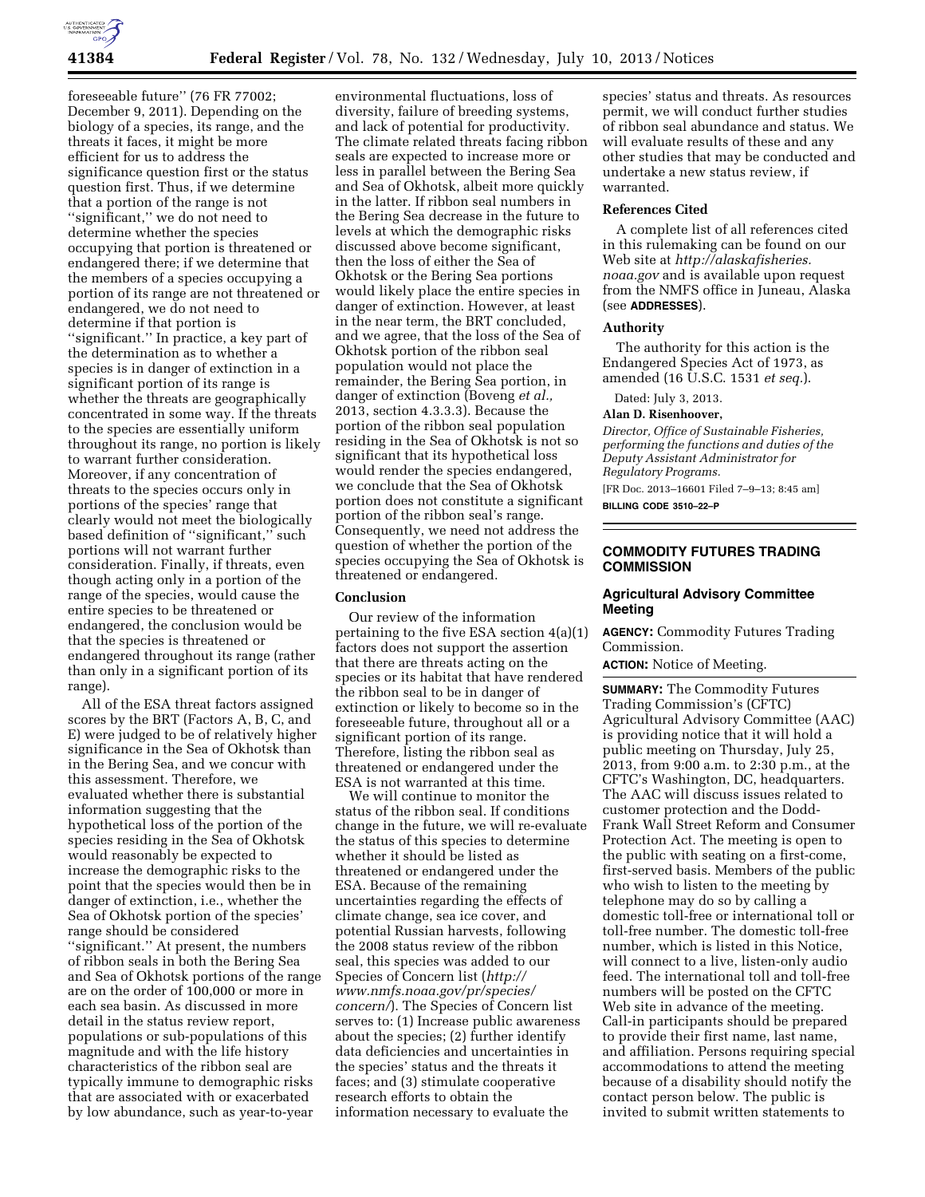foreseeable future'' (76 FR 77002; December 9, 2011). Depending on the biology of a species, its range, and the threats it faces, it might be more efficient for us to address the significance question first or the status question first. Thus, if we determine that a portion of the range is not ''significant,'' we do not need to determine whether the species occupying that portion is threatened or endangered there; if we determine that the members of a species occupying a portion of its range are not threatened or endangered, we do not need to determine if that portion is ''significant.'' In practice, a key part of the determination as to whether a species is in danger of extinction in a significant portion of its range is whether the threats are geographically concentrated in some way. If the threats to the species are essentially uniform throughout its range, no portion is likely to warrant further consideration. Moreover, if any concentration of threats to the species occurs only in portions of the species' range that clearly would not meet the biologically based definition of ''significant,'' such portions will not warrant further consideration. Finally, if threats, even though acting only in a portion of the range of the species, would cause the entire species to be threatened or endangered, the conclusion would be that the species is threatened or endangered throughout its range (rather than only in a significant portion of its range).

All of the ESA threat factors assigned scores by the BRT (Factors A, B, C, and E) were judged to be of relatively higher significance in the Sea of Okhotsk than in the Bering Sea, and we concur with this assessment. Therefore, we evaluated whether there is substantial information suggesting that the hypothetical loss of the portion of the species residing in the Sea of Okhotsk would reasonably be expected to increase the demographic risks to the point that the species would then be in danger of extinction, i.e., whether the Sea of Okhotsk portion of the species' range should be considered ''significant.'' At present, the numbers of ribbon seals in both the Bering Sea and Sea of Okhotsk portions of the range are on the order of 100,000 or more in each sea basin. As discussed in more detail in the status review report, populations or sub-populations of this magnitude and with the life history characteristics of the ribbon seal are typically immune to demographic risks that are associated with or exacerbated by low abundance, such as year-to-year environmental fluctuations, loss of diversity, failure of breeding systems, and lack of potential for productivity. The climate related threats facing ribbon seals are expected to increase more or less in parallel between the Bering Sea and Sea of Okhotsk, albeit more quickly in the latter. If ribbon seal numbers in the Bering Sea decrease in the future to levels at which the demographic risks discussed above become significant, then the loss of either the Sea of Okhotsk or the Bering Sea portions would likely place the entire species in danger of extinction. However, at least in the near term, the BRT concluded, and we agree, that the loss of the Sea of Okhotsk portion of the ribbon seal population would not place the remainder, the Bering Sea portion, in danger of extinction (Boveng *et al.,* 2013, section 4.3.3.3). Because the portion of the ribbon seal population residing in the Sea of Okhotsk is not so significant that its hypothetical loss would render the species endangered, we conclude that the Sea of Okhotsk portion does not constitute a significant portion of the ribbon seal's range. Consequently, we need not address the question of whether the portion of the species occupying the Sea of Okhotsk is threatened or endangered.

## Conclusion

Our review of the information pertaining to the five ESA section 4(a)(1) factors does not support the assertion that there are threats acting on the species or its habitat that have rendered the ribbon seal to be in danger of extinction or likely to become so in the foreseeable future, throughout all or a significant portion of its range. Therefore, listing the ribbon seal as threatened or endangered under the ESA is not warranted at this time.

We will continue to monitor the status of the ribbon seal. If conditions change in the future, we will re-evaluate the status of this species to determine whether it should be listed as threatened or endangered under the ESA. Because of the remaining uncertainties regarding the effects of climate change, sea ice cover, and potential Russian harvests, following the 2008 status review of the ribbon seal, this species was added to our Species of Concern list (*http://www.nmfs.noaa.gov/pr/species/concern/*). The Species of Concern list serves to: (1) Increase public awareness about the species; (2) further identify data deficiencies and uncertainties in the species' status and the threats it faces; and (3) stimulate cooperative research efforts to obtain the information necessary to evaluate the species' status and threats. As resources permit, we will conduct further studies of ribbon seal abundance and status. We will evaluate results of these and any other studies that may be conducted and undertake a new status review, if warranted.

## References Cited

A complete list of all references cited in this rulemaking can be found on our Web site at *http://alaskafisheries.noaa.gov* and is available upon request from the NMFS office in Juneau, Alaska (see **ADDRESSES**).

## Authority

The authority for this action is the Endangered Species Act of 1973, as amended (16 U.S.C. 1531 *et seq.*).

Dated: July 3, 2013.

**Alan D. Risenhoover,**

*Director, Office of Sustainable Fisheries, performing the functions and duties of the Deputy Assistant Administrator for Regulatory Programs.*

[FR Doc. 2013–16601 Filed 7–9–13; 8:45 am]

**BILLING CODE 3510–22–P**

# COMMODITY FUTURES TRADING COMMISSION

## Agricultural Advisory Committee Meeting

**AGENCY:** Commodity Futures Trading Commission.

**ACTION:** Notice of Meeting.

**SUMMARY:** The Commodity Futures Trading Commission's (CFTC) Agricultural Advisory Committee (AAC) is providing notice that it will hold a public meeting on Thursday, July 25, 2013, from 9:00 a.m. to 2:30 p.m., at the CFTC's Washington, DC, headquarters. The AAC will discuss issues related to customer protection and the Dodd-Frank Wall Street Reform and Consumer Protection Act. The meeting is open to the public with seating on a first-come, first-served basis. Members of the public who wish to listen to the meeting by telephone may do so by calling a domestic toll-free or international toll or toll-free number. The domestic toll-free number, which is listed in this Notice, will connect to a live, listen-only audio feed. The international toll and toll-free numbers will be posted on the CFTC Web site in advance of the meeting. Call-in participants should be prepared to provide their first name, last name, and affiliation. Persons requiring special accommodations to attend the meeting because of a disability should notify the contact person below. The public is invited to submit written statements to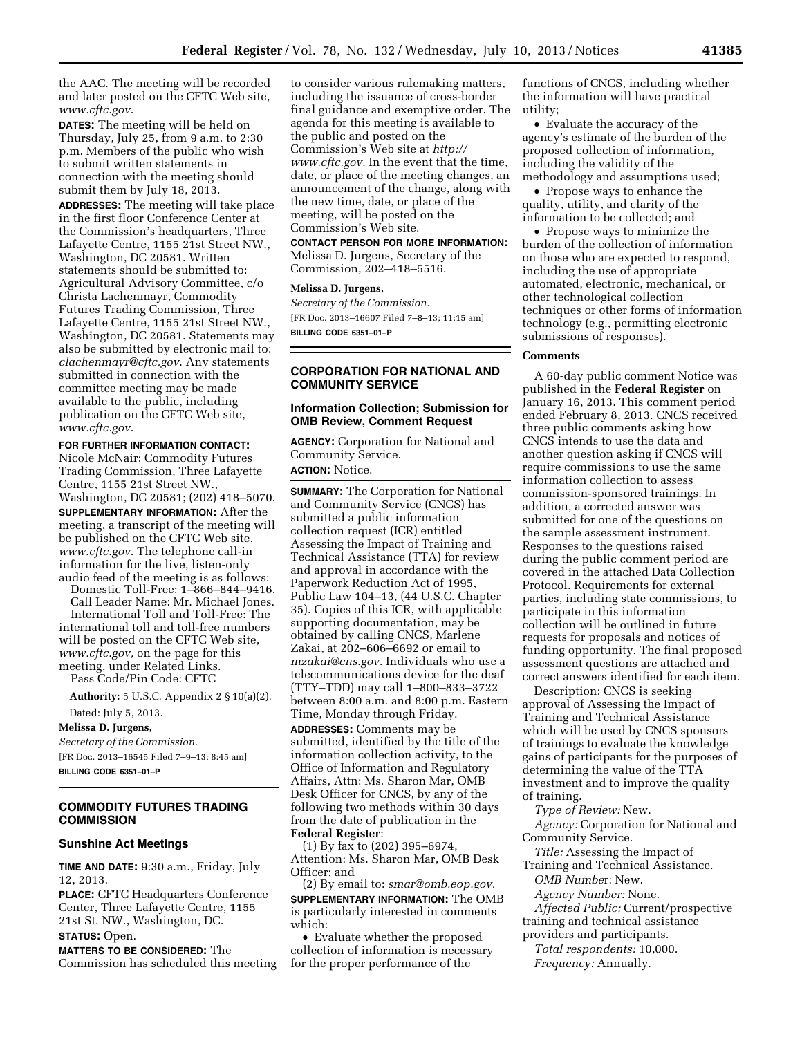the AAC. The meeting will be recorded and later posted on the CFTC Web site, *www.cftc.gov*.

**DATES:** The meeting will be held on Thursday, July 25, from 9 a.m. to 2:30 p.m. Members of the public who wish to submit written statements in connection with the meeting should submit them by July 18, 2013.

**ADDRESSES:** The meeting will take place in the first floor Conference Center at the Commission's headquarters, Three Lafayette Centre, 1155 21st Street NW., Washington, DC 20581. Written statements should be submitted to: Agricultural Advisory Committee, c/o Christa Lachenmayr, Commodity Futures Trading Commission, Three Lafayette Centre, 1155 21st Street NW., Washington, DC 20581. Statements may also be submitted by electronic mail to: *clachenmayr@cftc.gov*. Any statements submitted in connection with the committee meeting may be made available to the public, including publication on the CFTC Web site, *www.cftc.gov*.

**FOR FURTHER INFORMATION CONTACT:** Nicole McNair; Commodity Futures Trading Commission, Three Lafayette Centre, 1155 21st Street NW., Washington, DC 20581; (202) 418–5070.

**SUPPLEMENTARY INFORMATION:** After the meeting, a transcript of the meeting will be published on the CFTC Web site, *www.cftc.gov*. The telephone call-in information for the live, listen-only audio feed of the meeting is as follows:

Domestic Toll-Free: 1–866–844–9416.
Call Leader Name: Mr. Michael Jones.
International Toll and Toll-Free: The international toll and toll-free numbers will be posted on the CFTC Web site, *www.cftc.gov,* on the page for this meeting, under Related Links.
Pass Code/Pin Code: CFTC

**Authority:** 5 U.S.C. Appendix 2 § 10(a)(2).

Dated: July 5, 2013.

**Melissa D. Jurgens,**
*Secretary of the Commission.*

[FR Doc. 2013–16545 Filed 7–9–13; 8:45 am]

**BILLING CODE 6351–01–P**

## COMMODITY FUTURES TRADING COMMISSION

### Sunshine Act Meetings

**TIME AND DATE:** 9:30 a.m., Friday, July 12, 2013.

**PLACE:** CFTC Headquarters Conference Center, Three Lafayette Centre, 1155 21st St. NW., Washington, DC.

**STATUS:** Open.

**MATTERS TO BE CONSIDERED:** The Commission has scheduled this meeting to consider various rulemaking matters, including the issuance of cross-border final guidance and exemptive order. The agenda for this meeting is available to the public and posted on the Commission's Web site at *http://www.cftc.gov.* In the event that the time, date, or place of the meeting changes, an announcement of the change, along with the new time, date, or place of the meeting, will be posted on the Commission's Web site.

**CONTACT PERSON FOR MORE INFORMATION:** Melissa D. Jurgens, Secretary of the Commission, 202–418–5516.

**Melissa D. Jurgens,**
*Secretary of the Commission.*

[FR Doc. 2013–16607 Filed 7–8–13; 11:15 am]

**BILLING CODE 6351–01–P**

## CORPORATION FOR NATIONAL AND COMMUNITY SERVICE

### Information Collection; Submission for OMB Review, Comment Request

**AGENCY:** Corporation for National and Community Service.

**ACTION:** Notice.

**SUMMARY:** The Corporation for National and Community Service (CNCS) has submitted a public information collection request (ICR) entitled Assessing the Impact of Training and Technical Assistance (TTA) for review and approval in accordance with the Paperwork Reduction Act of 1995, Public Law 104–13, (44 U.S.C. Chapter 35). Copies of this ICR, with applicable supporting documentation, may be obtained by calling CNCS, Marlene Zakai, at 202–606–6692 or email to *mzakai@cns.gov.* Individuals who use a telecommunications device for the deaf (TTY–TDD) may call 1–800–833–3722 between 8:00 a.m. and 8:00 p.m. Eastern Time, Monday through Friday.

**ADDRESSES:** Comments may be submitted, identified by the title of the information collection activity, to the Office of Information and Regulatory Affairs, Attn: Ms. Sharon Mar, OMB Desk Officer for CNCS, by any of the following two methods within 30 days from the date of publication in the **Federal Register**:

(1) By fax to (202) 395–6974, Attention: Ms. Sharon Mar, OMB Desk Officer; and

(2) By email to: *smar@omb.eop.gov.*

**SUPPLEMENTARY INFORMATION:** The OMB is particularly interested in comments which:

- Evaluate whether the proposed collection of information is necessary for the proper performance of the functions of CNCS, including whether the information will have practical utility;
- Evaluate the accuracy of the agency's estimate of the burden of the proposed collection of information, including the validity of the methodology and assumptions used;
- Propose ways to enhance the quality, utility, and clarity of the information to be collected; and
- Propose ways to minimize the burden of the collection of information on those who are expected to respond, including the use of appropriate automated, electronic, mechanical, or other technological collection techniques or other forms of information technology (e.g., permitting electronic submissions of responses).

#### Comments

A 60-day public comment Notice was published in the **Federal Register** on January 16, 2013. This comment period ended February 8, 2013. CNCS received three public comments asking how CNCS intends to use the data and another question asking if CNCS will require commissions to use the same information collection to assess commission-sponsored trainings. In addition, a corrected answer was submitted for one of the questions on the sample assessment instrument. Responses to the questions raised during the public comment period are covered in the attached Data Collection Protocol. Requirements for external parties, including state commissions, to participate in this information collection will be outlined in future requests for proposals and notices of funding opportunity. The final proposed assessment questions are attached and correct answers identified for each item.

Description: CNCS is seeking approval of Assessing the Impact of Training and Technical Assistance which will be used by CNCS sponsors of trainings to evaluate the knowledge gains of participants for the purposes of determining the value of the TTA investment and to improve the quality of training.

*Type of Review:* New.

*Agency:* Corporation for National and Community Service.

*Title:* Assessing the Impact of Training and Technical Assistance.

*OMB Number:* New.

*Agency Number:* None.

*Affected Public:* Current/prospective training and technical assistance providers and participants.

*Total respondents:* 10,000.

*Frequency:* Annually.